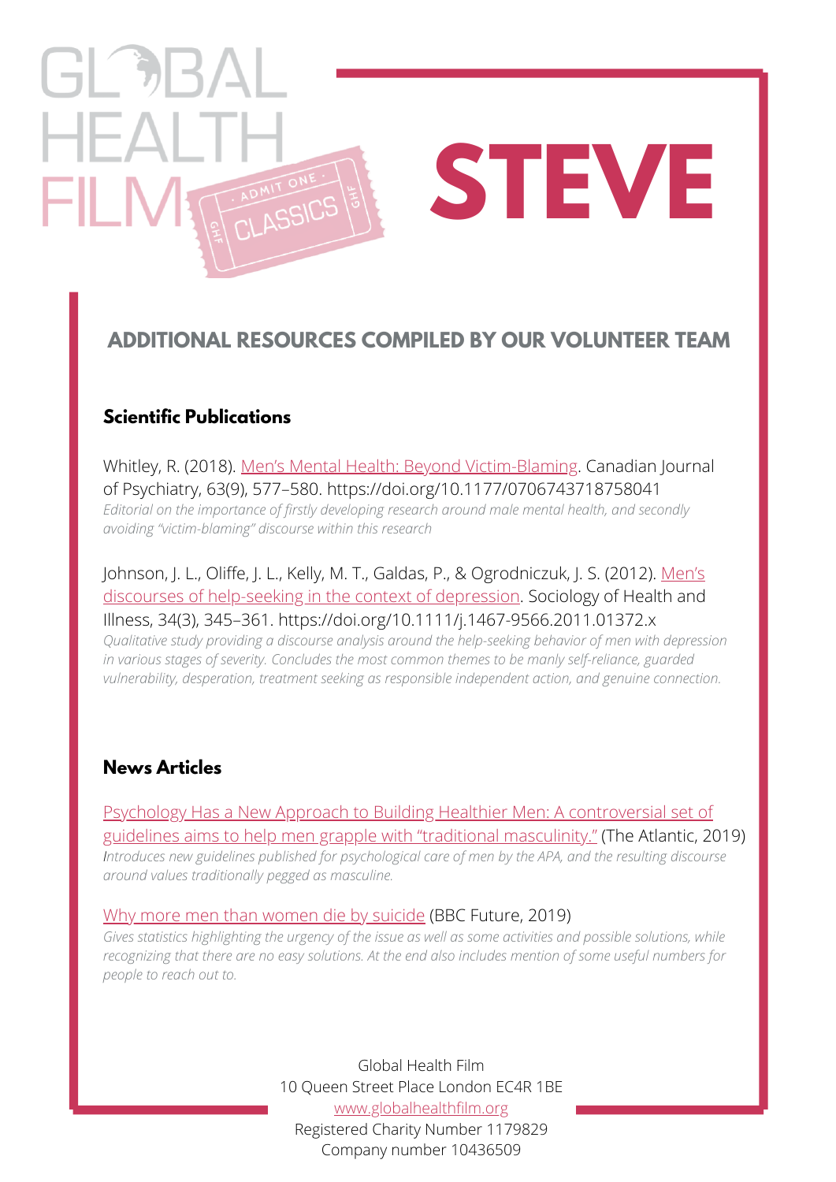GLOBAL HEALTH FILM

ADMIT ONE · CLASSICS

# STEVE

## ADDITIONAL RESOURCES COMPILED BY OUR VOLUNTEER TEAM

### Scientific Publications

Whitley, R. (2018). Men's Mental Health: Beyond Victim-Blaming. Canadian Journal of Psychiatry, 63(9), 577–580. https://doi.org/10.1177/0706743718758041
*Editorial on the importance of firstly developing research around male mental health, and secondly avoiding "victim-blaming" discourse within this research*

Johnson, J. L., Oliffe, J. L., Kelly, M. T., Galdas, P., & Ogrodniczuk, J. S. (2012). Men's discourses of help-seeking in the context of depression. Sociology of Health and Illness, 34(3), 345–361. https://doi.org/10.1111/j.1467-9566.2011.01372.x
*Qualitative study providing a discourse analysis around the help-seeking behavior of men with depression in various stages of severity. Concludes the most common themes to be manly self-reliance, guarded vulnerability, desperation, treatment seeking as responsible independent action, and genuine connection.*

### News Articles

Psychology Has a New Approach to Building Healthier Men: A controversial set of guidelines aims to help men grapple with "traditional masculinity." (The Atlantic, 2019)
*Introduces new guidelines published for psychological care of men by the APA, and the resulting discourse around values traditionally pegged as masculine.*

Why more men than women die by suicide (BBC Future, 2019)
*Gives statistics highlighting the urgency of the issue as well as some activities and possible solutions, while recognizing that there are no easy solutions. At the end also includes mention of some useful numbers for people to reach out to.*

Global Health Film
10 Queen Street Place London EC4R 1BE
www.globalhealthfilm.org
Registered Charity Number 1179829
Company number 10436509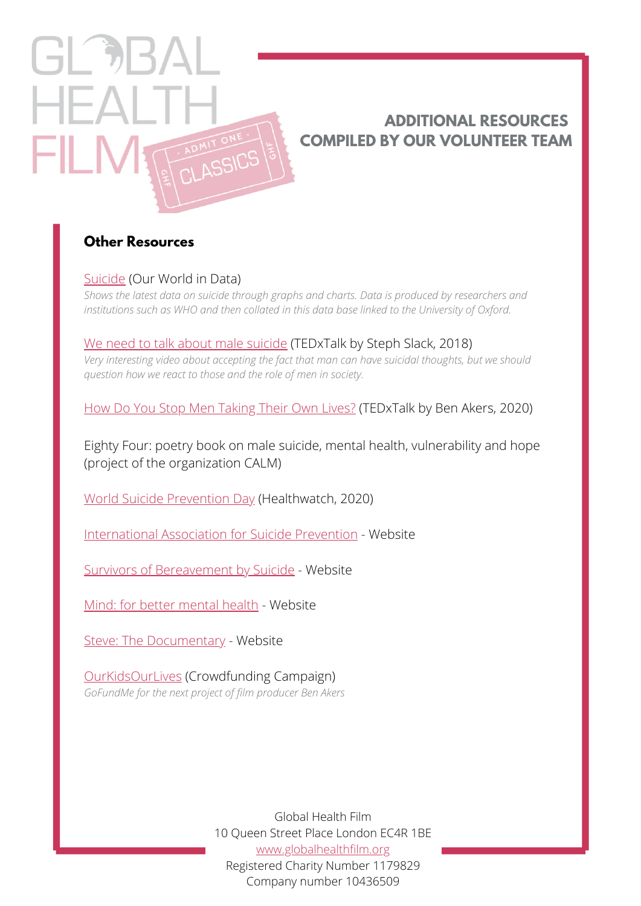# ADDITIONAL RESOURCES COMPILED BY OUR VOLUNTEER TEAM

## Other Resources

Suicide (Our World in Data)
*Shows the latest data on suicide through graphs and charts. Data is produced by researchers and institutions such as WHO and then collated in this data base linked to the University of Oxford.*

We need to talk about male suicide (TEDxTalk by Steph Slack, 2018)
*Very interesting video about accepting the fact that man can have suicidal thoughts, but we should question how we react to those and the role of men in society.*

How Do You Stop Men Taking Their Own Lives? (TEDxTalk by Ben Akers, 2020)

Eighty Four: poetry book on male suicide, mental health, vulnerability and hope (project of the organization CALM)

World Suicide Prevention Day (Healthwatch, 2020)

International Association for Suicide Prevention - Website

Survivors of Bereavement by Suicide - Website

Mind: for better mental health - Website

Steve: The Documentary - Website

OurKidsOurLives (Crowdfunding Campaign)
*GoFundMe for the next project of film producer Ben Akers*

Global Health Film
10 Queen Street Place London EC4R 1BE
www.globalhealthfilm.org
Registered Charity Number 1179829
Company number 10436509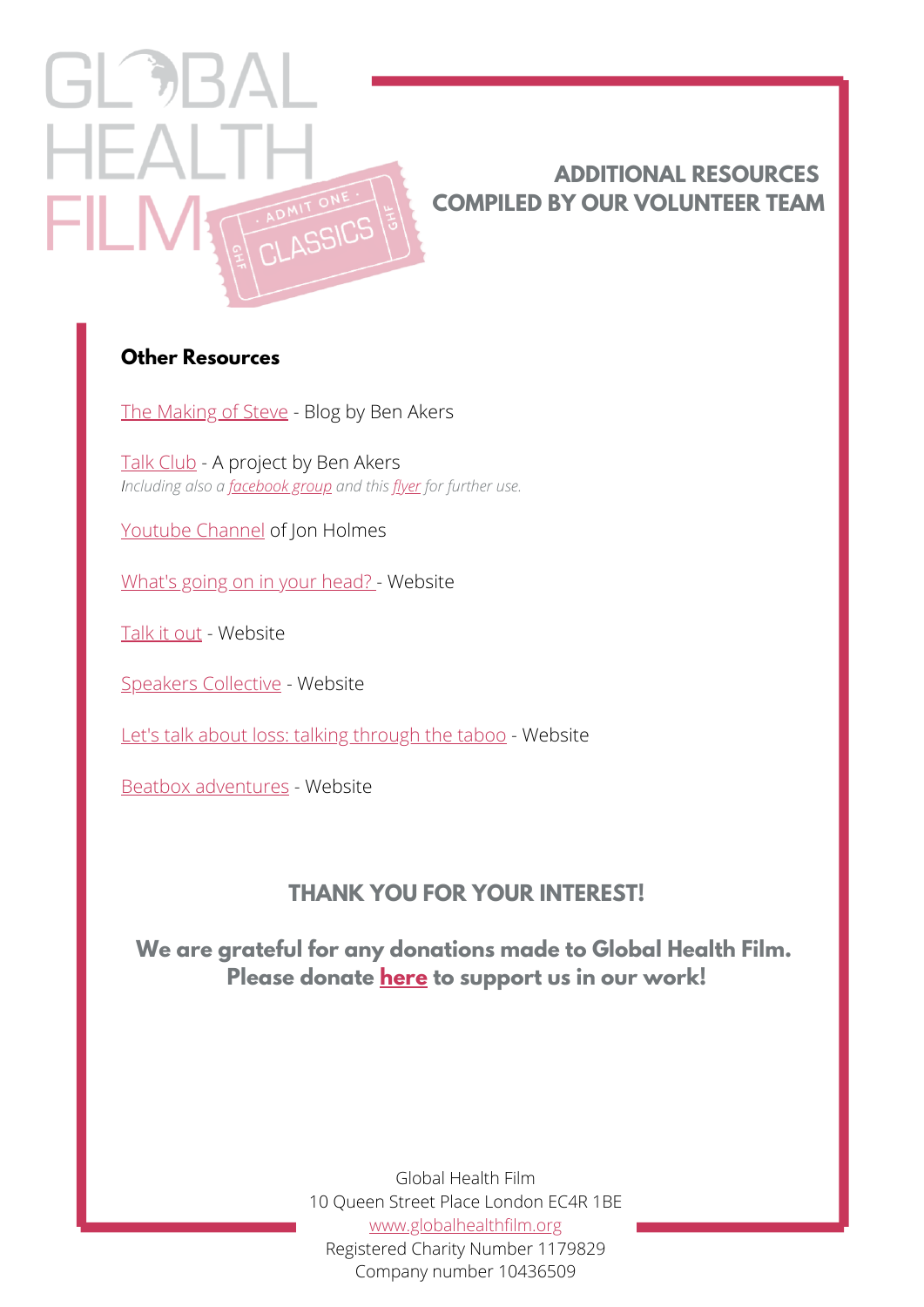GLOBAL HEALTH FILM

· ADMIT ONE ·
CLASSICS

## ADDITIONAL RESOURCES COMPILED BY OUR VOLUNTEER TEAM

### Other Resources

The Making of Steve - Blog by Ben Akers

Talk Club - A project by Ben Akers
*Including also a facebook group and this flyer for further use.*

Youtube Channel of Jon Holmes

What's going on in your head? - Website

Talk it out - Website

Speakers Collective - Website

Let's talk about loss: talking through the taboo - Website

Beatbox adventures - Website

## THANK YOU FOR YOUR INTEREST!

**We are grateful for any donations made to Global Health Film. Please donate here to support us in our work!**

Global Health Film
10 Queen Street Place London EC4R 1BE
www.globalhealthfilm.org
Registered Charity Number 1179829
Company number 10436509